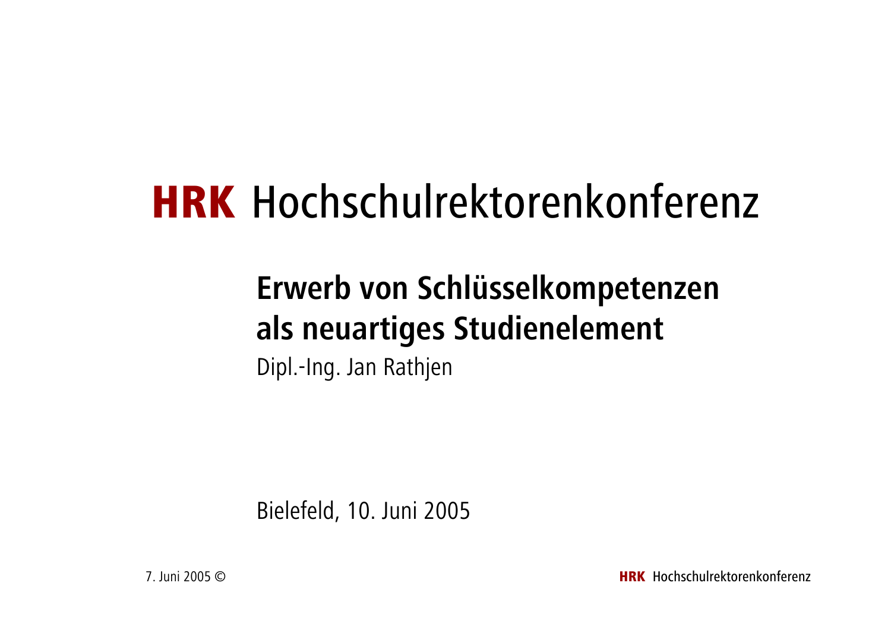# HRK Hochschulrektorenkonferenz

## Erwerb von Schlüsselkompetenzen als neuartiges Studienelement

Dipl.-Ing. Jan Rathjen

Bielefeld, 10. Juni 2005

7. Juni 2005 ©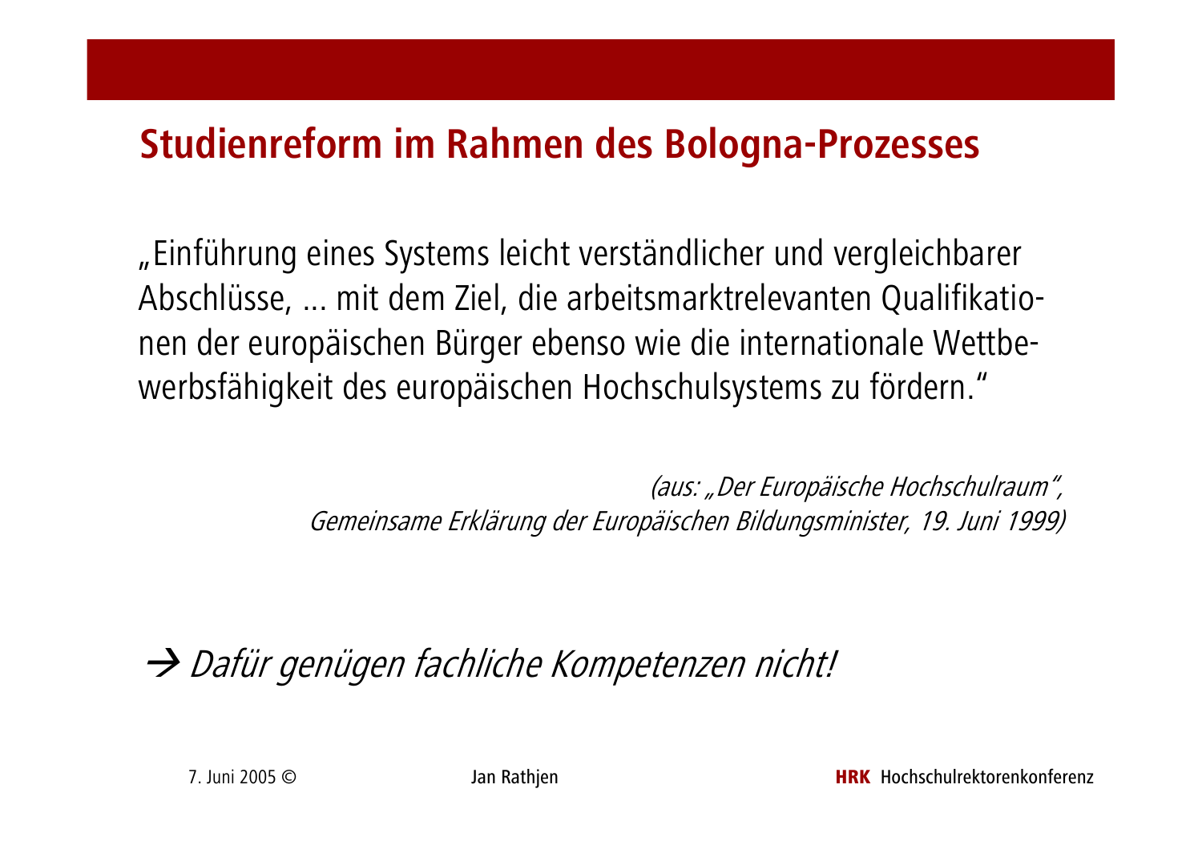## Studienreform im Rahmen des Bologna-Prozesses

„Einführung eines Systems leicht verständlicher und vergleichbarer Abschlüsse, ... mit dem Ziel, die arbeitsmarktrelevanten Qualifikationen der europäischen Bürger ebenso wie die internationale Wettbewerbsfähigkeit des europäischen Hochschulsystems zu fördern."

*(aus: „Der Europäische Hochschulraum", Gemeinsame Erklärung der Europäischen Bildungsminister, 19. Juni 1999)*

→ *Dafür genügen fachliche Kompetenzen nicht!*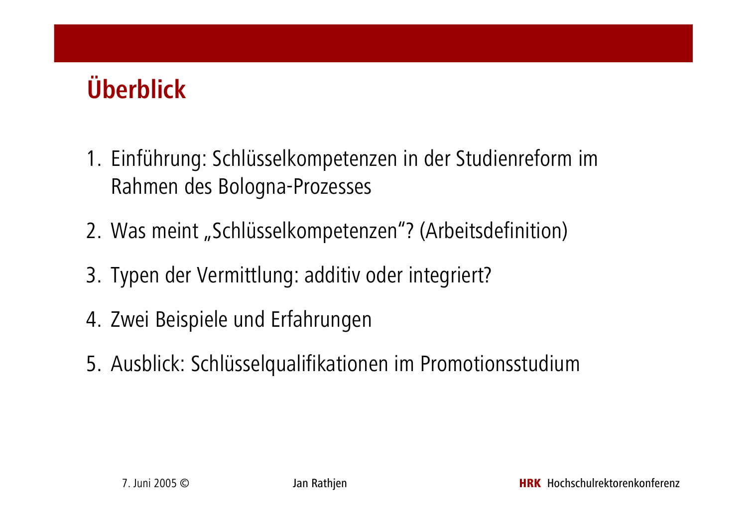# Überblick

1. Einführung: Schlüsselkompetenzen in der Studienreform im Rahmen des Bologna-Prozesses
2. Was meint „Schlüsselkompetenzen"? (Arbeitsdefinition)
3. Typen der Vermittlung: additiv oder integriert?
4. Zwei Beispiele und Erfahrungen
5. Ausblick: Schlüsselqualifikationen im Promotionsstudium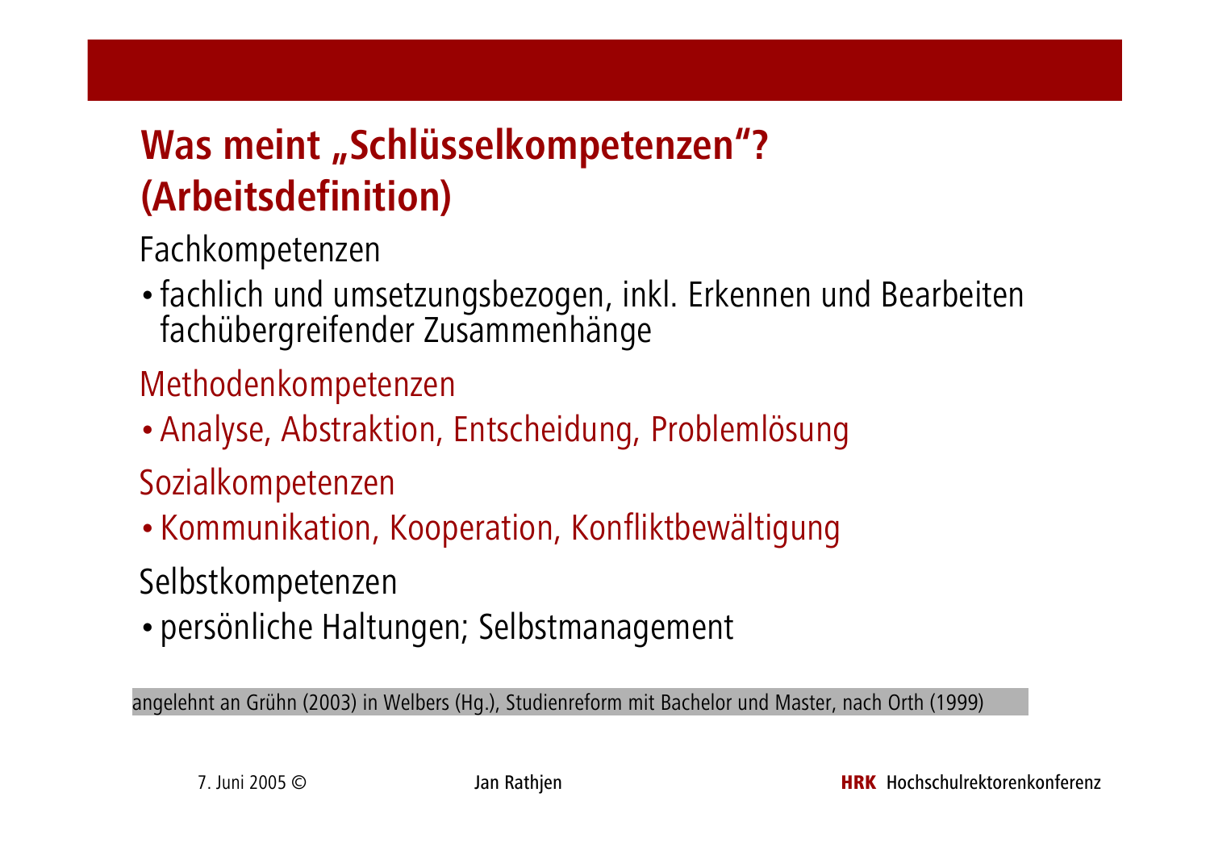## Was meint „Schlüsselkompetenzen“? (Arbeitsdefinition)

Fachkompetenzen

- fachlich und umsetzungsbezogen, inkl. Erkennen und Bearbeiten fachübergreifender Zusammenhänge

Methodenkompetenzen

- Analyse, Abstraktion, Entscheidung, Problemlösung

Sozialkompetenzen

- Kommunikation, Kooperation, Konfliktbewältigung

Selbstkompetenzen

- persönliche Haltungen; Selbstmanagement

angelehnt an Grühn (2003) in Welbers (Hg.), Studienreform mit Bachelor und Master, nach Orth (1999)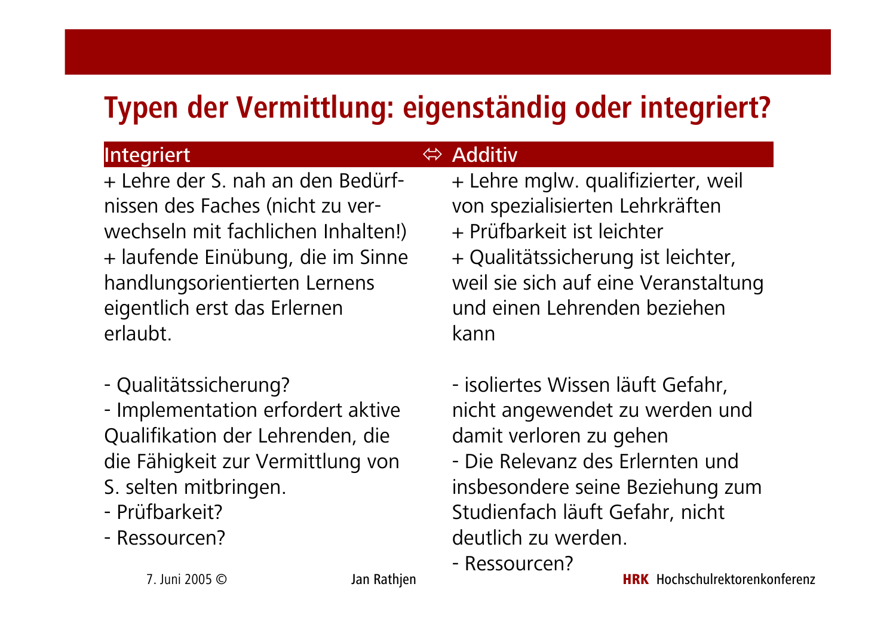# Typen der Vermittlung: eigenständig oder integriert?

| Integriert | ⇔ Additiv |
| --- | --- |
| + Lehre der S. nah an den Bedürfnissen des Faches (nicht zu verwechseln mit fachlichen Inhalten!)<br>+ laufende Einübung, die im Sinne handlungsorientierten Lernens eigentlich erst das Erlernen erlaubt. | + Lehre mglw. qualifizierter, weil von spezialisierten Lehrkräften<br>+ Prüfbarkeit ist leichter<br>+ Qualitätssicherung ist leichter, weil sie sich auf eine Veranstaltung und einen Lehrenden beziehen kann |
| - Qualitätssicherung?<br>- Implementation erfordert aktive Qualifikation der Lehrenden, die die Fähigkeit zur Vermittlung von S. selten mitbringen.<br>- Prüfbarkeit?<br>- Ressourcen? | - isoliertes Wissen läuft Gefahr, nicht angewendet zu werden und damit verloren zu gehen<br>- Die Relevanz des Erlernten und insbesondere seine Beziehung zum Studienfach läuft Gefahr, nicht deutlich zu werden.<br>- Ressourcen? |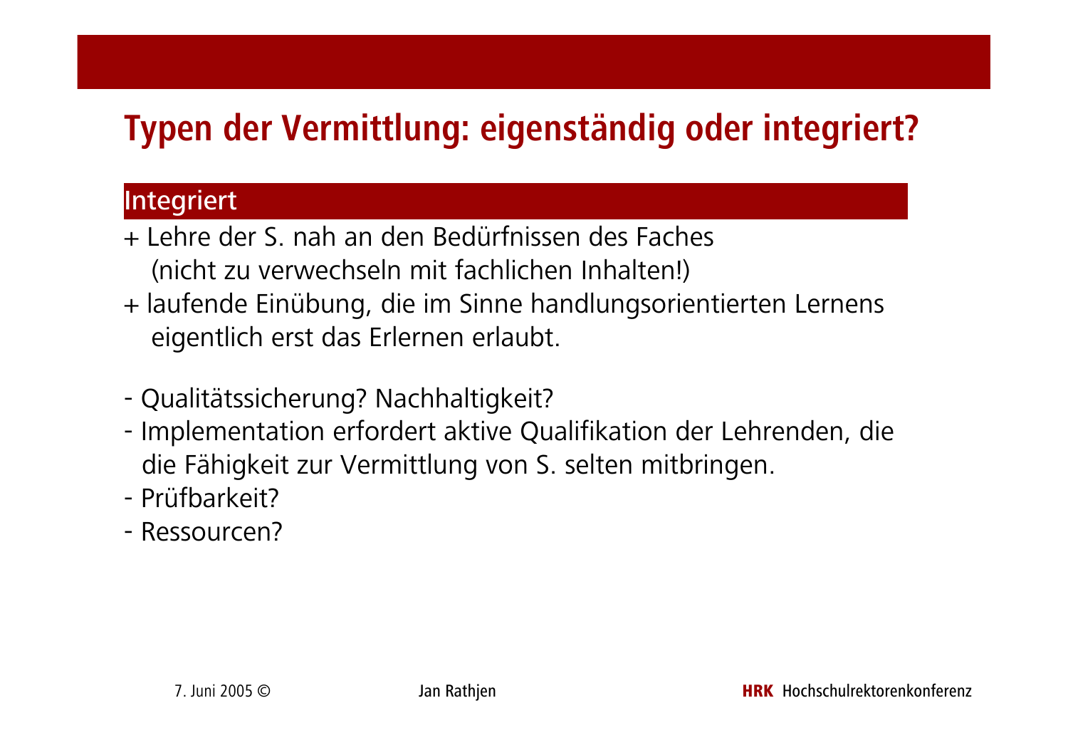# Typen der Vermittlung: eigenständig oder integriert?

## Integriert

+ Lehre der S. nah an den Bedürfnissen des Faches (nicht zu verwechseln mit fachlichen Inhalten!)
+ laufende Einübung, die im Sinne handlungsorientierten Lernens eigentlich erst das Erlernen erlaubt.

- Qualitätssicherung? Nachhaltigkeit?
- Implementation erfordert aktive Qualifikation der Lehrenden, die die Fähigkeit zur Vermittlung von S. selten mitbringen.
- Prüfbarkeit?
- Ressourcen?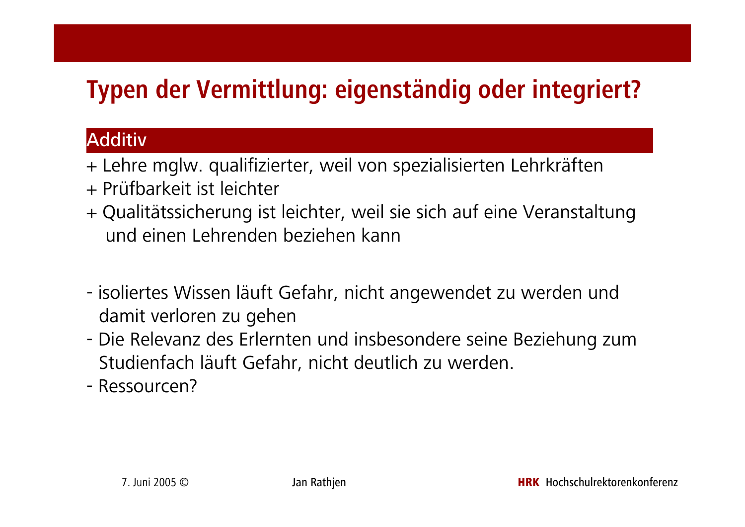# Typen der Vermittlung: eigenständig oder integriert?

## Additiv

\+ Lehre mglw. qualifizierter, weil von spezialisierten Lehrkräften
\+ Prüfbarkeit ist leichter
\+ Qualitätssicherung ist leichter, weil sie sich auf eine Veranstaltung und einen Lehrenden beziehen kann

\- isoliertes Wissen läuft Gefahr, nicht angewendet zu werden und damit verloren zu gehen
\- Die Relevanz des Erlernten und insbesondere seine Beziehung zum Studienfach läuft Gefahr, nicht deutlich zu werden.
\- Ressourcen?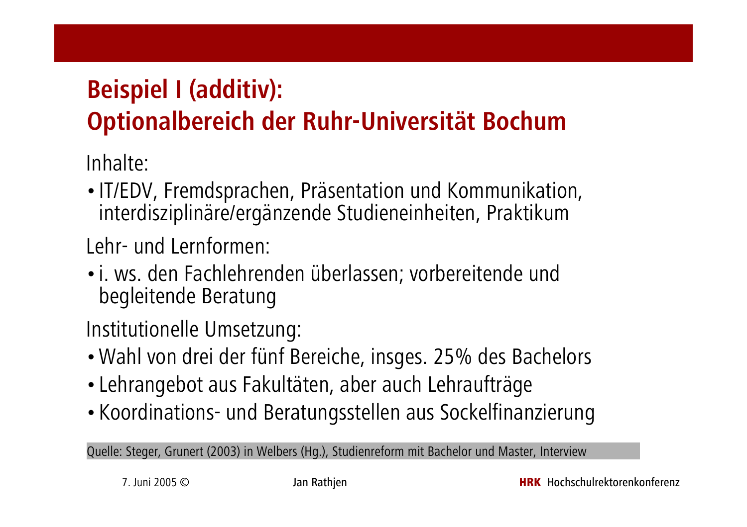# Beispiel I (additiv): Optionalbereich der Ruhr-Universität Bochum

Inhalte:

- IT/EDV, Fremdsprachen, Präsentation und Kommunikation, interdisziplinäre/ergänzende Studieneinheiten, Praktikum

Lehr- und Lernformen:

- i. ws. den Fachlehrenden überlassen; vorbereitende und begleitende Beratung

Institutionelle Umsetzung:

- Wahl von drei der fünf Bereiche, insges. 25% des Bachelors
- Lehrangebot aus Fakultäten, aber auch Lehraufträge
- Koordinations- und Beratungsstellen aus Sockelfinanzierung

Quelle: Steger, Grunert (2003) in Welbers (Hg.), Studienreform mit Bachelor und Master, Interview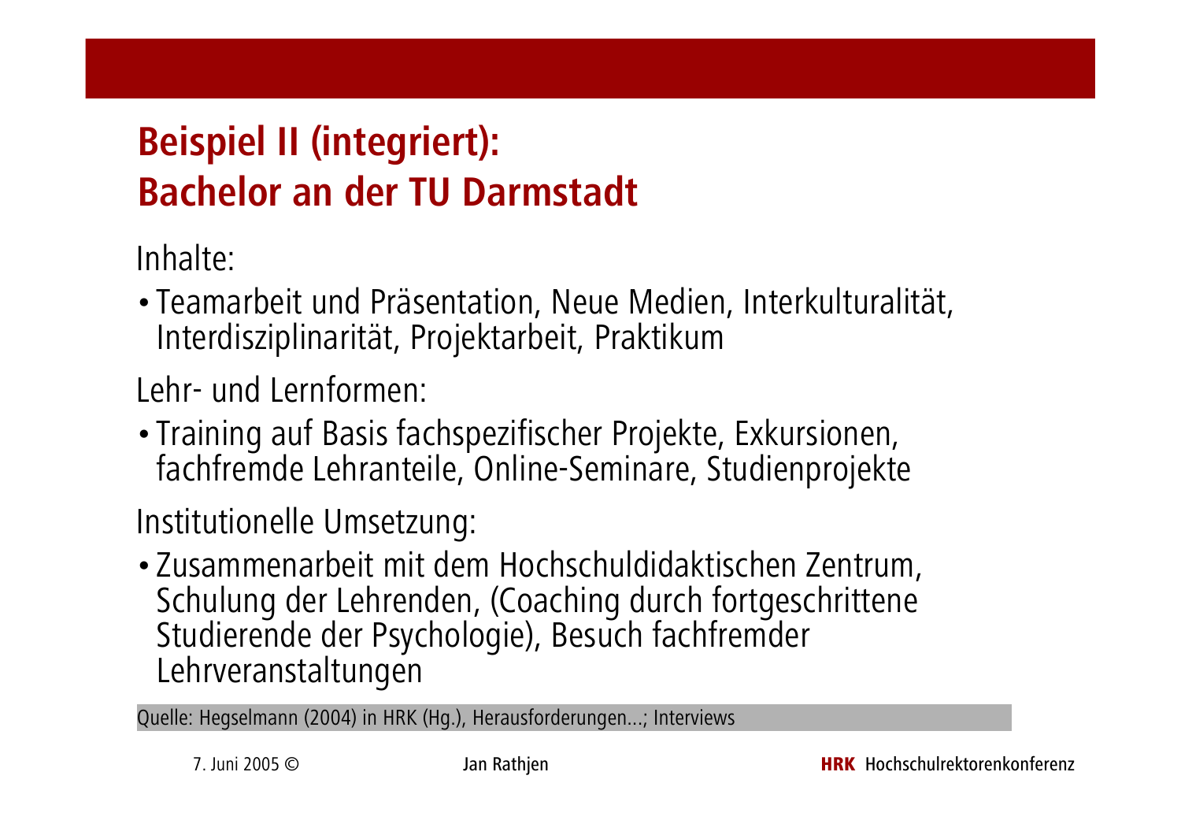## Beispiel II (integriert): Bachelor an der TU Darmstadt

Inhalte:

- Teamarbeit und Präsentation, Neue Medien, Interkulturalität, Interdisziplinarität, Projektarbeit, Praktikum

Lehr- und Lernformen:

- Training auf Basis fachspezifischer Projekte, Exkursionen, fachfremde Lehranteile, Online-Seminare, Studienprojekte

Institutionelle Umsetzung:

- Zusammenarbeit mit dem Hochschuldidaktischen Zentrum, Schulung der Lehrenden, (Coaching durch fortgeschrittene Studierende der Psychologie), Besuch fachfremder Lehrveranstaltungen

Quelle: Hegselmann (2004) in HRK (Hg.), Herausforderungen...; Interviews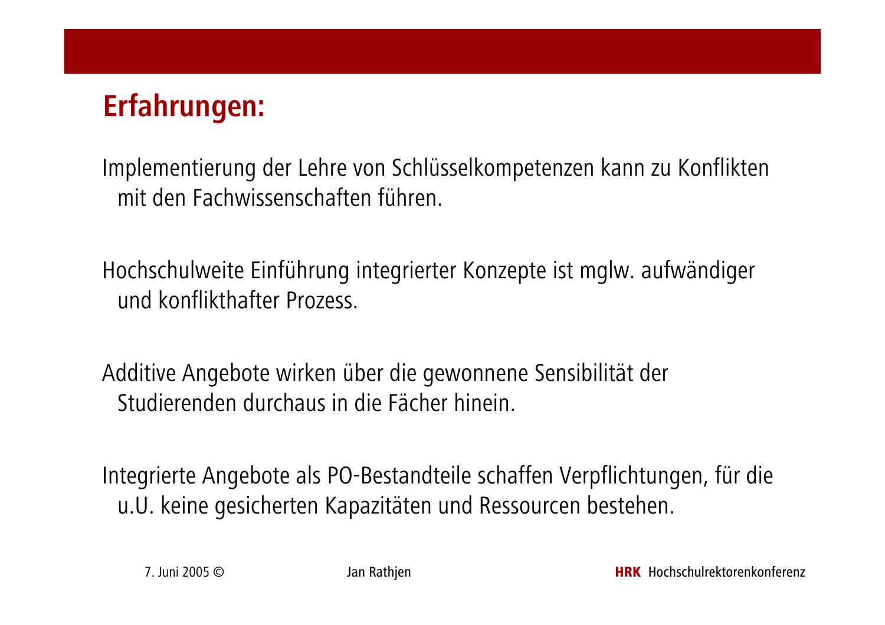## Erfahrungen:

Implementierung der Lehre von Schlüsselkompetenzen kann zu Konflikten mit den Fachwissenschaften führen.

Hochschulweite Einführung integrierter Konzepte ist mglw. aufwändiger und konflikthafter Prozess.

Additive Angebote wirken über die gewonnene Sensibilität der Studierenden durchaus in die Fächer hinein.

Integrierte Angebote als PO-Bestandteile schaffen Verpflichtungen, für die u.U. keine gesicherten Kapazitäten und Ressourcen bestehen.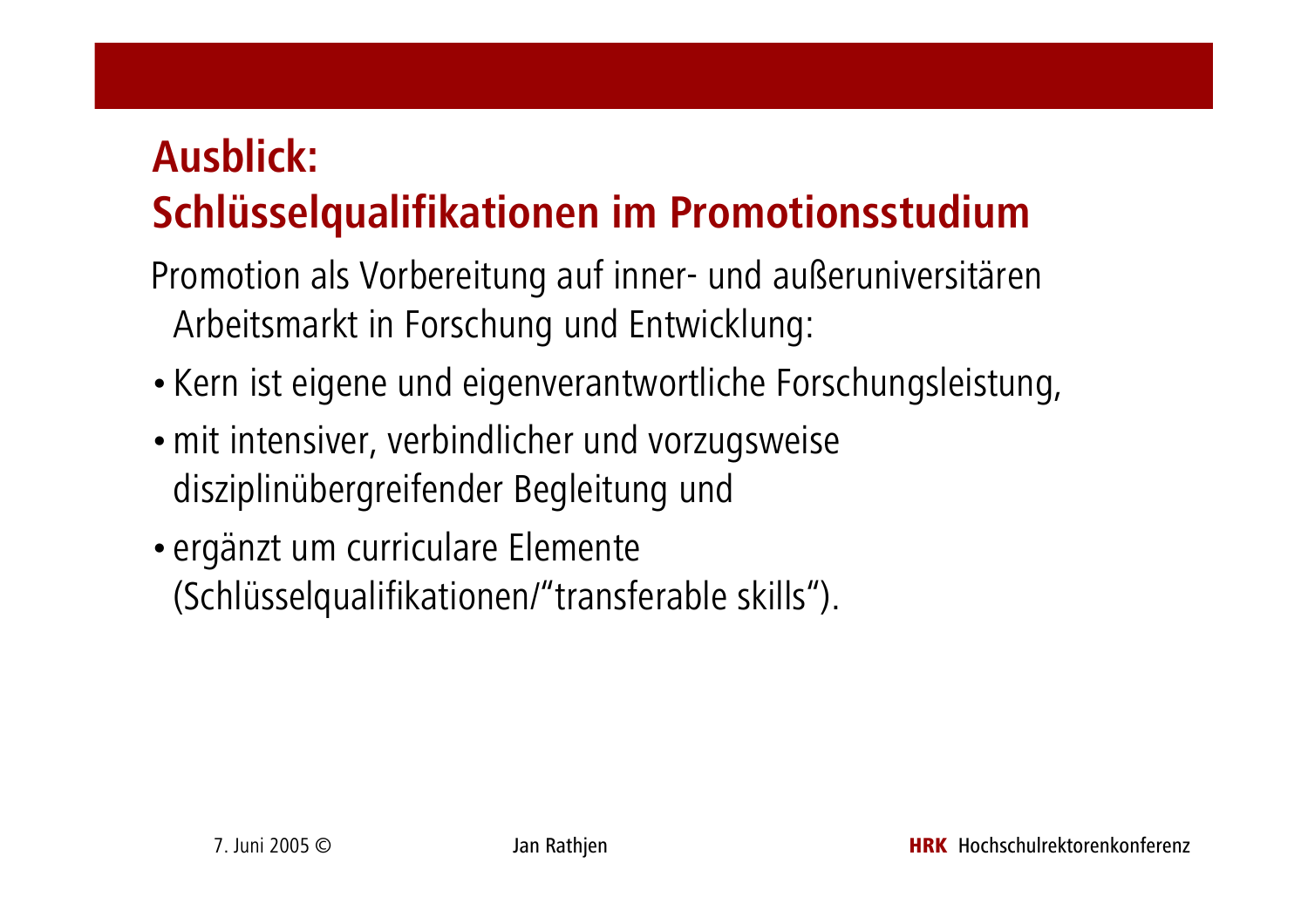# Ausblick:
# Schlüsselqualifikationen im Promotionsstudium

Promotion als Vorbereitung auf inner- und außeruniversitären Arbeitsmarkt in Forschung und Entwicklung:

- Kern ist eigene und eigenverantwortliche Forschungsleistung,
- mit intensiver, verbindlicher und vorzugsweise disziplinübergreifender Begleitung und
- ergänzt um curriculare Elemente (Schlüsselqualifikationen/"transferable skills").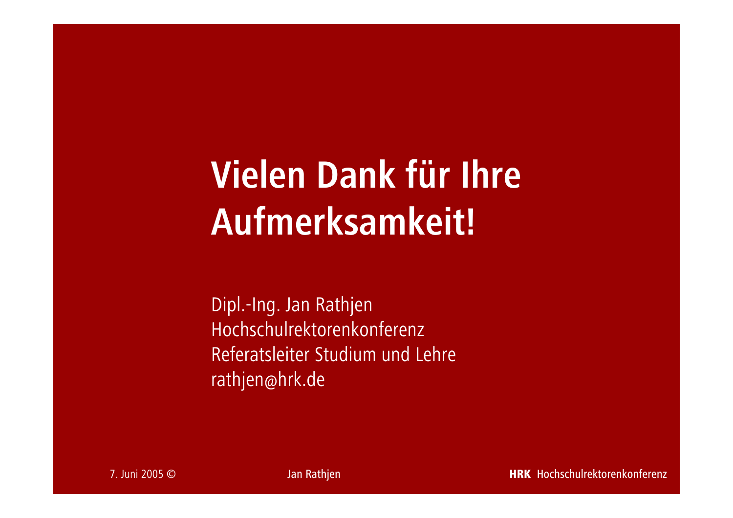# Vielen Dank für Ihre Aufmerksamkeit!

Dipl.-Ing. Jan Rathjen
Hochschulrektorenkonferenz
Referatsleiter Studium und Lehre
rathjen@hrk.de